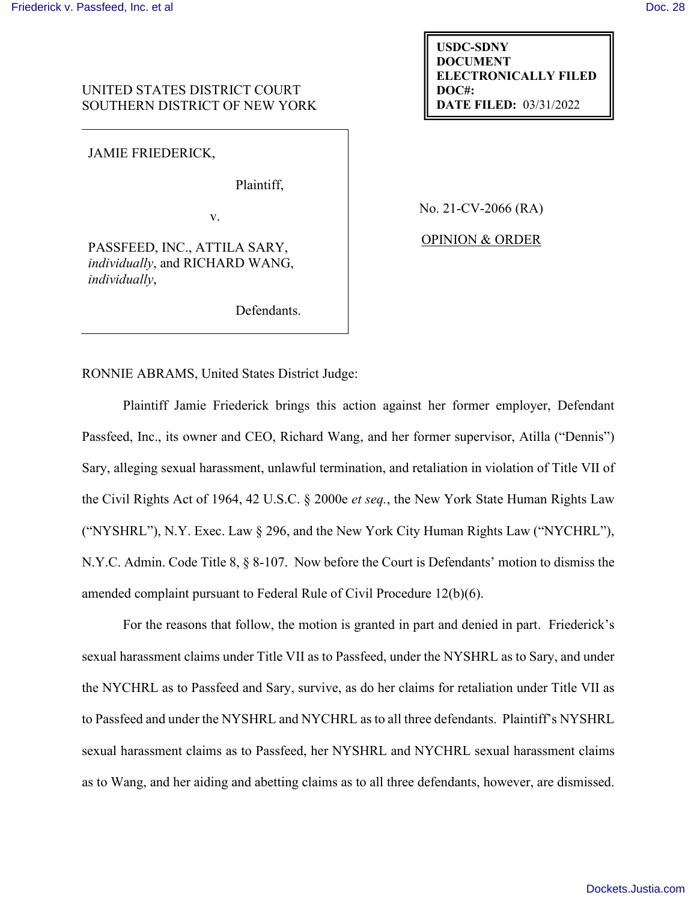UNITED STATES DISTRICT COURT
SOUTHERN DISTRICT OF NEW YORK

USDC-SDNY
DOCUMENT
ELECTRONICALLY FILED
DOC#:
DATE FILED: 03/31/2022

JAMIE FRIEDERICK,

Plaintiff,

v.

PASSFEED, INC., ATTILA SARY, *individually*, and RICHARD WANG, *individually*,

Defendants.

No. 21-CV-2066 (RA)

OPINION & ORDER

RONNIE ABRAMS, United States District Judge:

Plaintiff Jamie Friederick brings this action against her former employer, Defendant Passfeed, Inc., its owner and CEO, Richard Wang, and her former supervisor, Atilla ("Dennis") Sary, alleging sexual harassment, unlawful termination, and retaliation in violation of Title VII of the Civil Rights Act of 1964, 42 U.S.C. § 2000e *et seq.*, the New York State Human Rights Law ("NYSHRL"), N.Y. Exec. Law § 296, and the New York City Human Rights Law ("NYCHRL"), N.Y.C. Admin. Code Title 8, § 8-107. Now before the Court is Defendants' motion to dismiss the amended complaint pursuant to Federal Rule of Civil Procedure 12(b)(6).

For the reasons that follow, the motion is granted in part and denied in part. Friederick's sexual harassment claims under Title VII as to Passfeed, under the NYSHRL as to Sary, and under the NYCHRL as to Passfeed and Sary, survive, as do her claims for retaliation under Title VII as to Passfeed and under the NYSHRL and NYCHRL as to all three defendants. Plaintiff's NYSHRL sexual harassment claims as to Passfeed, her NYSHRL and NYCHRL sexual harassment claims as to Wang, and her aiding and abetting claims as to all three defendants, however, are dismissed.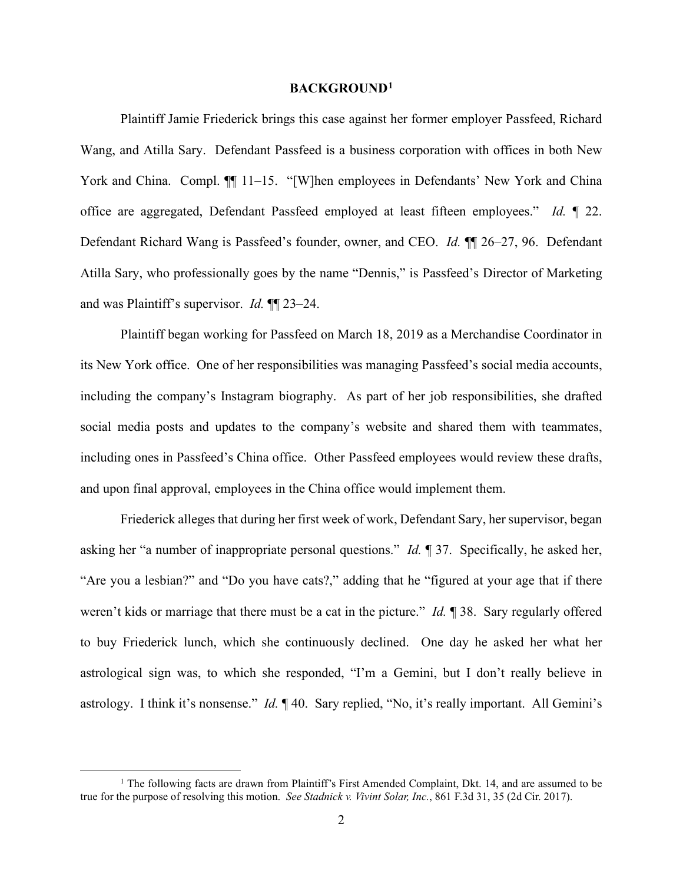## BACKGROUND[1]

Plaintiff Jamie Friederick brings this case against her former employer Passfeed, Richard Wang, and Atilla Sary. Defendant Passfeed is a business corporation with offices in both New York and China. Compl. ¶¶ 11–15. "[W]hen employees in Defendants' New York and China office are aggregated, Defendant Passfeed employed at least fifteen employees." *Id.* ¶ 22. Defendant Richard Wang is Passfeed's founder, owner, and CEO. *Id.* ¶¶ 26–27, 96. Defendant Atilla Sary, who professionally goes by the name "Dennis," is Passfeed's Director of Marketing and was Plaintiff's supervisor. *Id.* ¶¶ 23–24.

Plaintiff began working for Passfeed on March 18, 2019 as a Merchandise Coordinator in its New York office. One of her responsibilities was managing Passfeed's social media accounts, including the company's Instagram biography. As part of her job responsibilities, she drafted social media posts and updates to the company's website and shared them with teammates, including ones in Passfeed's China office. Other Passfeed employees would review these drafts, and upon final approval, employees in the China office would implement them.

Friederick alleges that during her first week of work, Defendant Sary, her supervisor, began asking her "a number of inappropriate personal questions." *Id.* ¶ 37. Specifically, he asked her, "Are you a lesbian?" and "Do you have cats?," adding that he "figured at your age that if there weren't kids or marriage that there must be a cat in the picture." *Id.* ¶ 38. Sary regularly offered to buy Friederick lunch, which she continuously declined. One day he asked her what her astrological sign was, to which she responded, "I'm a Gemini, but I don't really believe in astrology. I think it's nonsense." *Id.* ¶ 40. Sary replied, "No, it's really important. All Gemini's

[1] The following facts are drawn from Plaintiff's First Amended Complaint, Dkt. 14, and are assumed to be true for the purpose of resolving this motion. *See Stadnick v. Vivint Solar, Inc.*, 861 F.3d 31, 35 (2d Cir. 2017).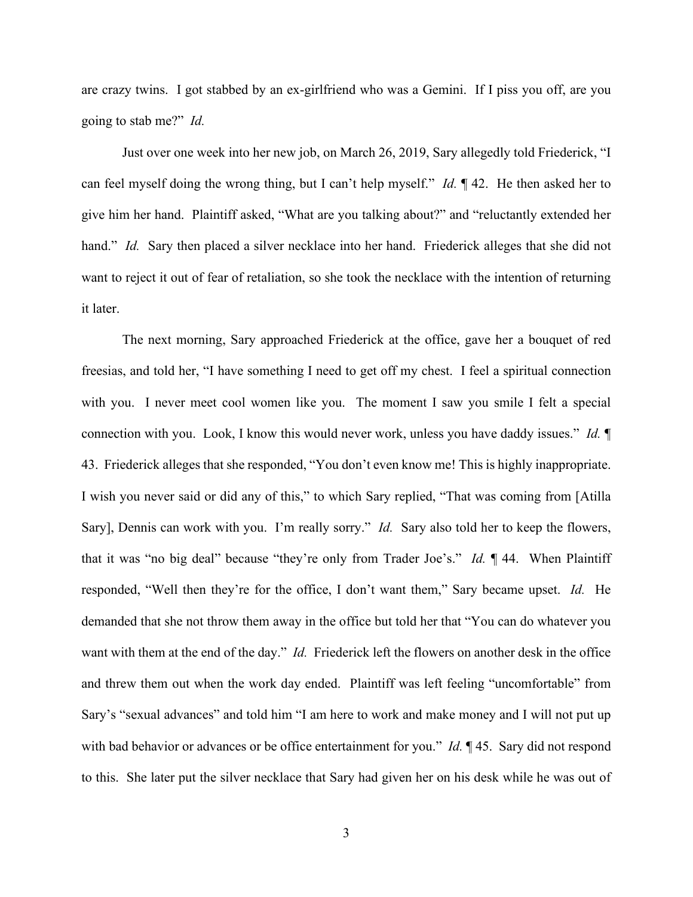are crazy twins. I got stabbed by an ex-girlfriend who was a Gemini. If I piss you off, are you going to stab me?" *Id.*

Just over one week into her new job, on March 26, 2019, Sary allegedly told Friederick, "I can feel myself doing the wrong thing, but I can't help myself." *Id.* ¶ 42. He then asked her to give him her hand. Plaintiff asked, "What are you talking about?" and "reluctantly extended her hand." *Id.* Sary then placed a silver necklace into her hand. Friederick alleges that she did not want to reject it out of fear of retaliation, so she took the necklace with the intention of returning it later.

The next morning, Sary approached Friederick at the office, gave her a bouquet of red freesias, and told her, "I have something I need to get off my chest. I feel a spiritual connection with you. I never meet cool women like you. The moment I saw you smile I felt a special connection with you. Look, I know this would never work, unless you have daddy issues." *Id.* ¶ 43. Friederick alleges that she responded, "You don't even know me! This is highly inappropriate. I wish you never said or did any of this," to which Sary replied, "That was coming from [Atilla Sary], Dennis can work with you. I'm really sorry." *Id.* Sary also told her to keep the flowers, that it was "no big deal" because "they're only from Trader Joe's." *Id.* ¶ 44. When Plaintiff responded, "Well then they're for the office, I don't want them," Sary became upset. *Id.* He demanded that she not throw them away in the office but told her that "You can do whatever you want with them at the end of the day." *Id.* Friederick left the flowers on another desk in the office and threw them out when the work day ended. Plaintiff was left feeling "uncomfortable" from Sary's "sexual advances" and told him "I am here to work and make money and I will not put up with bad behavior or advances or be office entertainment for you." *Id.* ¶ 45. Sary did not respond to this. She later put the silver necklace that Sary had given her on his desk while he was out of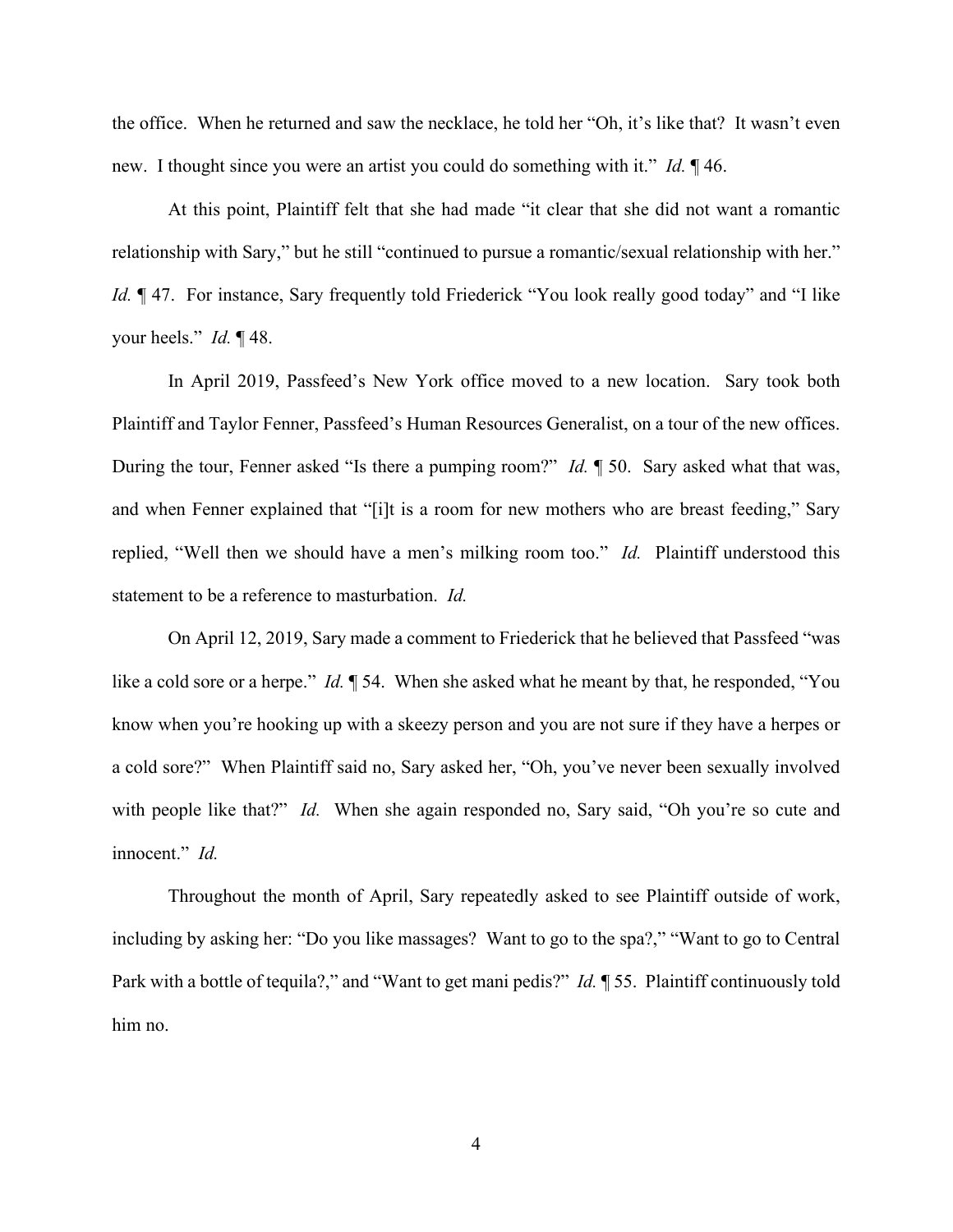the office. When he returned and saw the necklace, he told her "Oh, it's like that? It wasn't even new. I thought since you were an artist you could do something with it." *Id.* ¶ 46.

At this point, Plaintiff felt that she had made "it clear that she did not want a romantic relationship with Sary," but he still "continued to pursue a romantic/sexual relationship with her." *Id.* ¶ 47. For instance, Sary frequently told Friederick "You look really good today" and "I like your heels." *Id.* ¶ 48.

In April 2019, Passfeed's New York office moved to a new location. Sary took both Plaintiff and Taylor Fenner, Passfeed's Human Resources Generalist, on a tour of the new offices. During the tour, Fenner asked "Is there a pumping room?" *Id.* ¶ 50. Sary asked what that was, and when Fenner explained that "[i]t is a room for new mothers who are breast feeding," Sary replied, "Well then we should have a men's milking room too." *Id.* Plaintiff understood this statement to be a reference to masturbation. *Id.*

On April 12, 2019, Sary made a comment to Friederick that he believed that Passfeed "was like a cold sore or a herpe." *Id.* ¶ 54. When she asked what he meant by that, he responded, "You know when you're hooking up with a skeezy person and you are not sure if they have a herpes or a cold sore?" When Plaintiff said no, Sary asked her, "Oh, you've never been sexually involved with people like that?" *Id.* When she again responded no, Sary said, "Oh you're so cute and innocent." *Id.*

Throughout the month of April, Sary repeatedly asked to see Plaintiff outside of work, including by asking her: "Do you like massages? Want to go to the spa?," "Want to go to Central Park with a bottle of tequila?," and "Want to get mani pedis?" *Id.* ¶ 55. Plaintiff continuously told him no.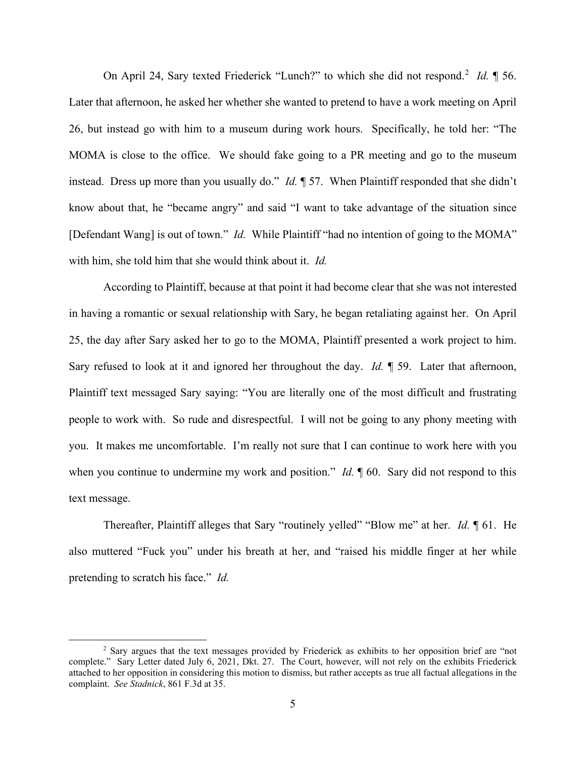On April 24, Sary texted Friederick "Lunch?" to which she did not respond.[2] *Id.* ¶ 56. Later that afternoon, he asked her whether she wanted to pretend to have a work meeting on April 26, but instead go with him to a museum during work hours. Specifically, he told her: "The MOMA is close to the office. We should fake going to a PR meeting and go to the museum instead. Dress up more than you usually do." *Id.* ¶ 57. When Plaintiff responded that she didn't know about that, he "became angry" and said "I want to take advantage of the situation since [Defendant Wang] is out of town." *Id.* While Plaintiff "had no intention of going to the MOMA" with him, she told him that she would think about it. *Id.*

According to Plaintiff, because at that point it had become clear that she was not interested in having a romantic or sexual relationship with Sary, he began retaliating against her. On April 25, the day after Sary asked her to go to the MOMA, Plaintiff presented a work project to him. Sary refused to look at it and ignored her throughout the day. *Id.* ¶ 59. Later that afternoon, Plaintiff text messaged Sary saying: "You are literally one of the most difficult and frustrating people to work with. So rude and disrespectful. I will not be going to any phony meeting with you. It makes me uncomfortable. I'm really not sure that I can continue to work here with you when you continue to undermine my work and position." *Id.* ¶ 60. Sary did not respond to this text message.

Thereafter, Plaintiff alleges that Sary "routinely yelled" "Blow me" at her. *Id.* ¶ 61. He also muttered "Fuck you" under his breath at her, and "raised his middle finger at her while pretending to scratch his face." *Id.*

---

[2] Sary argues that the text messages provided by Friederick as exhibits to her opposition brief are "not complete." Sary Letter dated July 6, 2021, Dkt. 27. The Court, however, will not rely on the exhibits Friederick attached to her opposition in considering this motion to dismiss, but rather accepts as true all factual allegations in the complaint. *See Stadnick*, 861 F.3d at 35.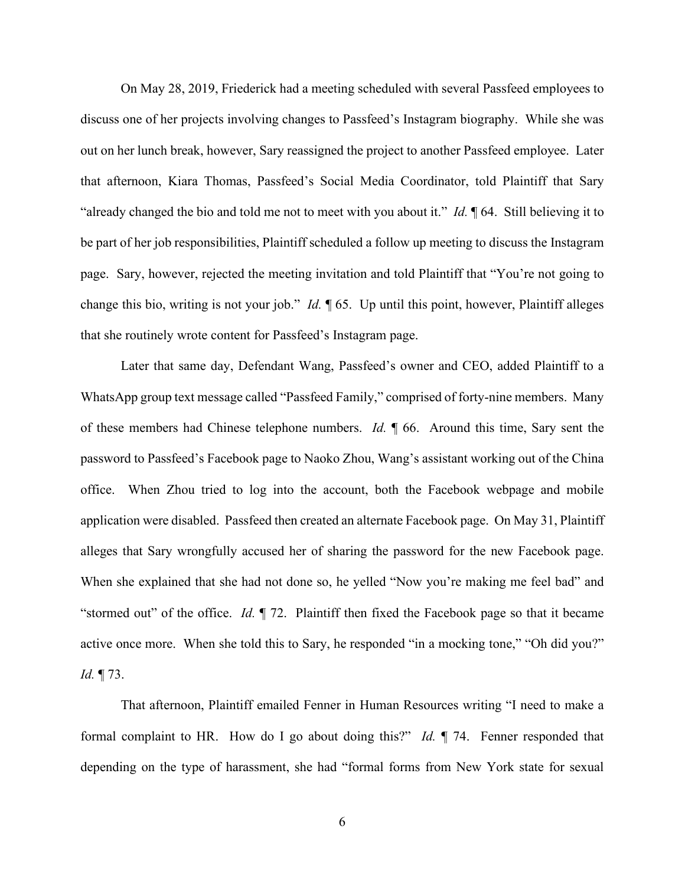On May 28, 2019, Friederick had a meeting scheduled with several Passfeed employees to discuss one of her projects involving changes to Passfeed's Instagram biography. While she was out on her lunch break, however, Sary reassigned the project to another Passfeed employee. Later that afternoon, Kiara Thomas, Passfeed's Social Media Coordinator, told Plaintiff that Sary "already changed the bio and told me not to meet with you about it." *Id.* ¶ 64. Still believing it to be part of her job responsibilities, Plaintiff scheduled a follow up meeting to discuss the Instagram page. Sary, however, rejected the meeting invitation and told Plaintiff that "You're not going to change this bio, writing is not your job." *Id.* ¶ 65. Up until this point, however, Plaintiff alleges that she routinely wrote content for Passfeed's Instagram page.

Later that same day, Defendant Wang, Passfeed's owner and CEO, added Plaintiff to a WhatsApp group text message called "Passfeed Family," comprised of forty-nine members. Many of these members had Chinese telephone numbers. *Id.* ¶ 66. Around this time, Sary sent the password to Passfeed's Facebook page to Naoko Zhou, Wang's assistant working out of the China office. When Zhou tried to log into the account, both the Facebook webpage and mobile application were disabled. Passfeed then created an alternate Facebook page. On May 31, Plaintiff alleges that Sary wrongfully accused her of sharing the password for the new Facebook page. When she explained that she had not done so, he yelled "Now you're making me feel bad" and "stormed out" of the office. *Id.* ¶ 72. Plaintiff then fixed the Facebook page so that it became active once more. When she told this to Sary, he responded "in a mocking tone," "Oh did you?" *Id.* ¶ 73.

That afternoon, Plaintiff emailed Fenner in Human Resources writing "I need to make a formal complaint to HR. How do I go about doing this?" *Id.* ¶ 74. Fenner responded that depending on the type of harassment, she had "formal forms from New York state for sexual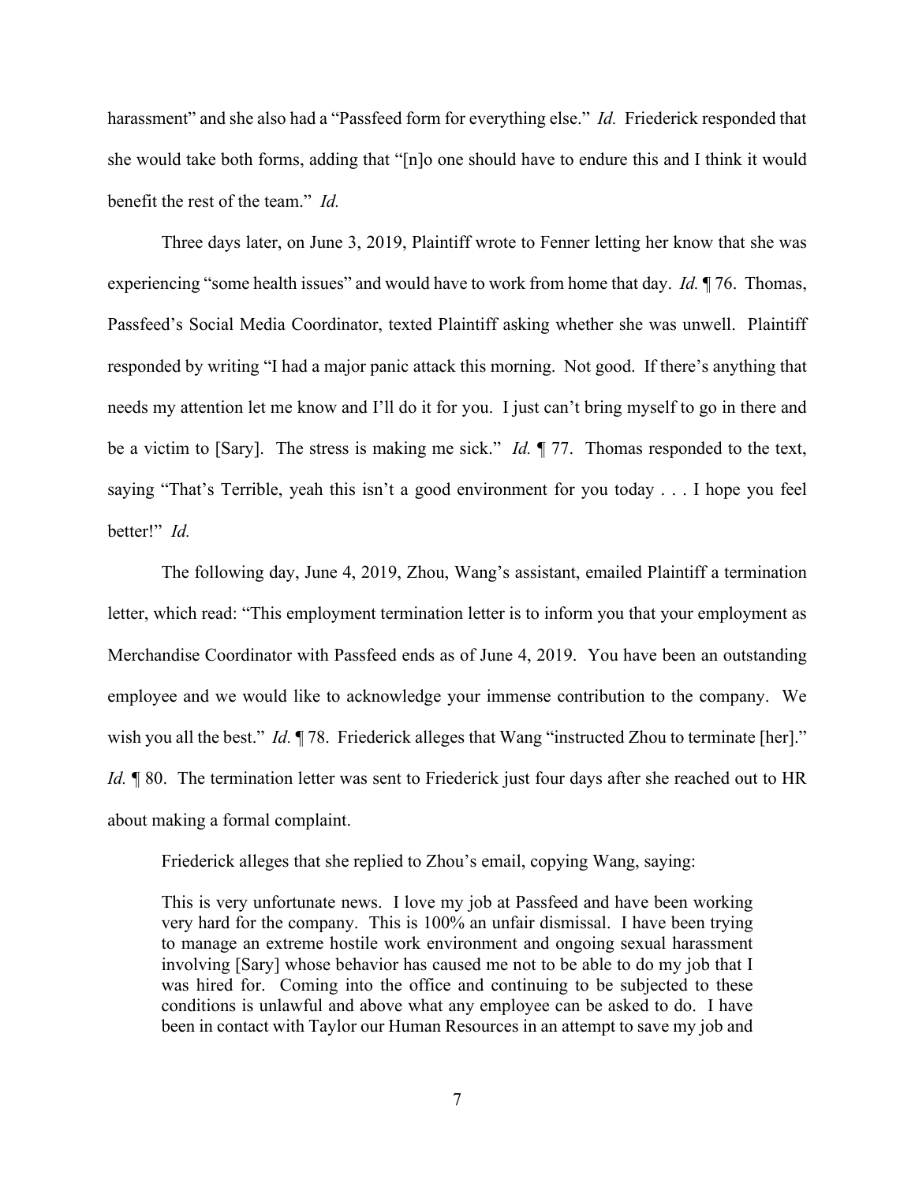harassment" and she also had a "Passfeed form for everything else." *Id.* Friederick responded that she would take both forms, adding that "[n]o one should have to endure this and I think it would benefit the rest of the team." *Id.*

Three days later, on June 3, 2019, Plaintiff wrote to Fenner letting her know that she was experiencing "some health issues" and would have to work from home that day. *Id.* ¶ 76. Thomas, Passfeed's Social Media Coordinator, texted Plaintiff asking whether she was unwell. Plaintiff responded by writing "I had a major panic attack this morning. Not good. If there's anything that needs my attention let me know and I'll do it for you. I just can't bring myself to go in there and be a victim to [Sary]. The stress is making me sick." *Id.* ¶ 77. Thomas responded to the text, saying "That's Terrible, yeah this isn't a good environment for you today . . . I hope you feel better!" *Id.*

The following day, June 4, 2019, Zhou, Wang's assistant, emailed Plaintiff a termination letter, which read: "This employment termination letter is to inform you that your employment as Merchandise Coordinator with Passfeed ends as of June 4, 2019. You have been an outstanding employee and we would like to acknowledge your immense contribution to the company. We wish you all the best." *Id.* ¶ 78. Friederick alleges that Wang "instructed Zhou to terminate [her]." *Id.* ¶ 80. The termination letter was sent to Friederick just four days after she reached out to HR about making a formal complaint.

Friederick alleges that she replied to Zhou's email, copying Wang, saying:

> This is very unfortunate news. I love my job at Passfeed and have been working very hard for the company. This is 100% an unfair dismissal. I have been trying to manage an extreme hostile work environment and ongoing sexual harassment involving [Sary] whose behavior has caused me not to be able to do my job that I was hired for. Coming into the office and continuing to be subjected to these conditions is unlawful and above what any employee can be asked to do. I have been in contact with Taylor our Human Resources in an attempt to save my job and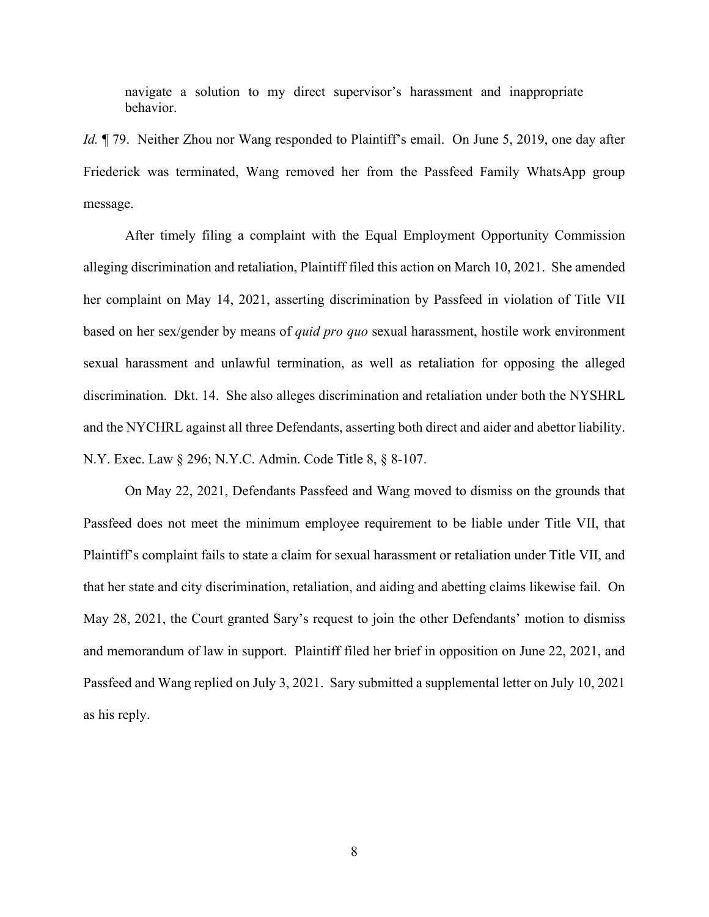> navigate a solution to my direct supervisor's harassment and inappropriate behavior.

*Id.* ¶ 79. Neither Zhou nor Wang responded to Plaintiff's email. On June 5, 2019, one day after Friederick was terminated, Wang removed her from the Passfeed Family WhatsApp group message.

After timely filing a complaint with the Equal Employment Opportunity Commission alleging discrimination and retaliation, Plaintiff filed this action on March 10, 2021. She amended her complaint on May 14, 2021, asserting discrimination by Passfeed in violation of Title VII based on her sex/gender by means of *quid pro quo* sexual harassment, hostile work environment sexual harassment and unlawful termination, as well as retaliation for opposing the alleged discrimination. Dkt. 14. She also alleges discrimination and retaliation under both the NYSHRL and the NYCHRL against all three Defendants, asserting both direct and aider and abettor liability. N.Y. Exec. Law § 296; N.Y.C. Admin. Code Title 8, § 8-107.

On May 22, 2021, Defendants Passfeed and Wang moved to dismiss on the grounds that Passfeed does not meet the minimum employee requirement to be liable under Title VII, that Plaintiff's complaint fails to state a claim for sexual harassment or retaliation under Title VII, and that her state and city discrimination, retaliation, and aiding and abetting claims likewise fail. On May 28, 2021, the Court granted Sary's request to join the other Defendants' motion to dismiss and memorandum of law in support. Plaintiff filed her brief in opposition on June 22, 2021, and Passfeed and Wang replied on July 3, 2021. Sary submitted a supplemental letter on July 10, 2021 as his reply.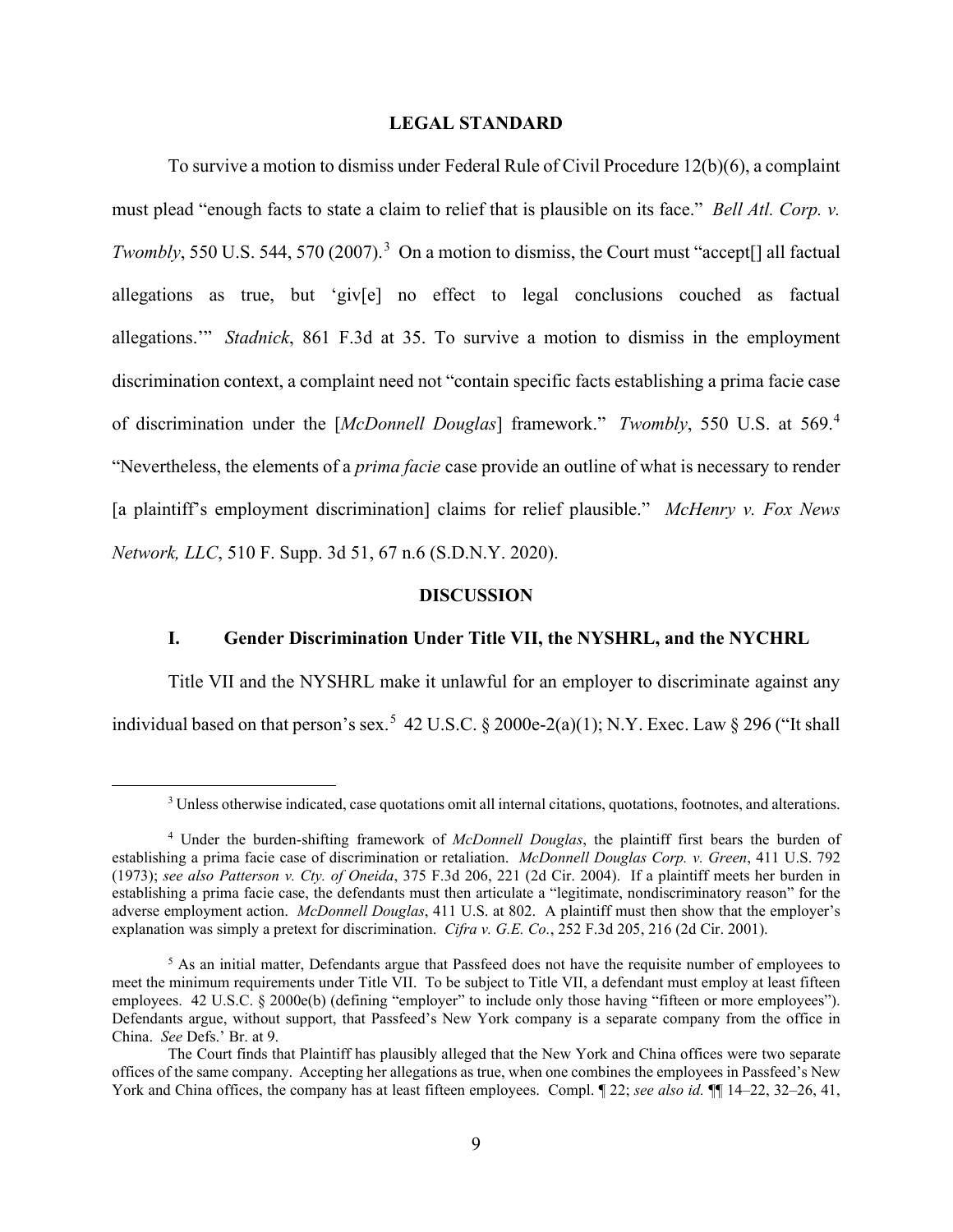## LEGAL STANDARD

To survive a motion to dismiss under Federal Rule of Civil Procedure 12(b)(6), a complaint must plead "enough facts to state a claim to relief that is plausible on its face." *Bell Atl. Corp. v. Twombly*, 550 U.S. 544, 570 (2007).[3] On a motion to dismiss, the Court must "accept[] all factual allegations as true, but 'giv[e] no effect to legal conclusions couched as factual allegations.'" *Stadnick*, 861 F.3d at 35. To survive a motion to dismiss in the employment discrimination context, a complaint need not "contain specific facts establishing a prima facie case of discrimination under the [*McDonnell Douglas*] framework." *Twombly*, 550 U.S. at 569.[4] "Nevertheless, the elements of a *prima facie* case provide an outline of what is necessary to render [a plaintiff's employment discrimination] claims for relief plausible." *McHenry v. Fox News Network, LLC*, 510 F. Supp. 3d 51, 67 n.6 (S.D.N.Y. 2020).

## DISCUSSION

### I. Gender Discrimination Under Title VII, the NYSHRL, and the NYCHRL

Title VII and the NYSHRL make it unlawful for an employer to discriminate against any individual based on that person's sex.[5] 42 U.S.C. § 2000e-2(a)(1); N.Y. Exec. Law § 296 ("It shall

---

[3] Unless otherwise indicated, case quotations omit all internal citations, quotations, footnotes, and alterations.

[4] Under the burden-shifting framework of *McDonnell Douglas*, the plaintiff first bears the burden of establishing a prima facie case of discrimination or retaliation. *McDonnell Douglas Corp. v. Green*, 411 U.S. 792 (1973); *see also Patterson v. Cty. of Oneida*, 375 F.3d 206, 221 (2d Cir. 2004). If a plaintiff meets her burden in establishing a prima facie case, the defendants must then articulate a "legitimate, nondiscriminatory reason" for the adverse employment action. *McDonnell Douglas*, 411 U.S. at 802. A plaintiff must then show that the employer's explanation was simply a pretext for discrimination. *Cifra v. G.E. Co.*, 252 F.3d 205, 216 (2d Cir. 2001).

[5] As an initial matter, Defendants argue that Passfeed does not have the requisite number of employees to meet the minimum requirements under Title VII. To be subject to Title VII, a defendant must employ at least fifteen employees. 42 U.S.C. § 2000e(b) (defining "employer" to include only those having "fifteen or more employees"). Defendants argue, without support, that Passfeed's New York company is a separate company from the office in China. *See* Defs.' Br. at 9.

The Court finds that Plaintiff has plausibly alleged that the New York and China offices were two separate offices of the same company. Accepting her allegations as true, when one combines the employees in Passfeed's New York and China offices, the company has at least fifteen employees. Compl. ¶ 22; *see also id.* ¶¶ 14–22, 32–26, 41,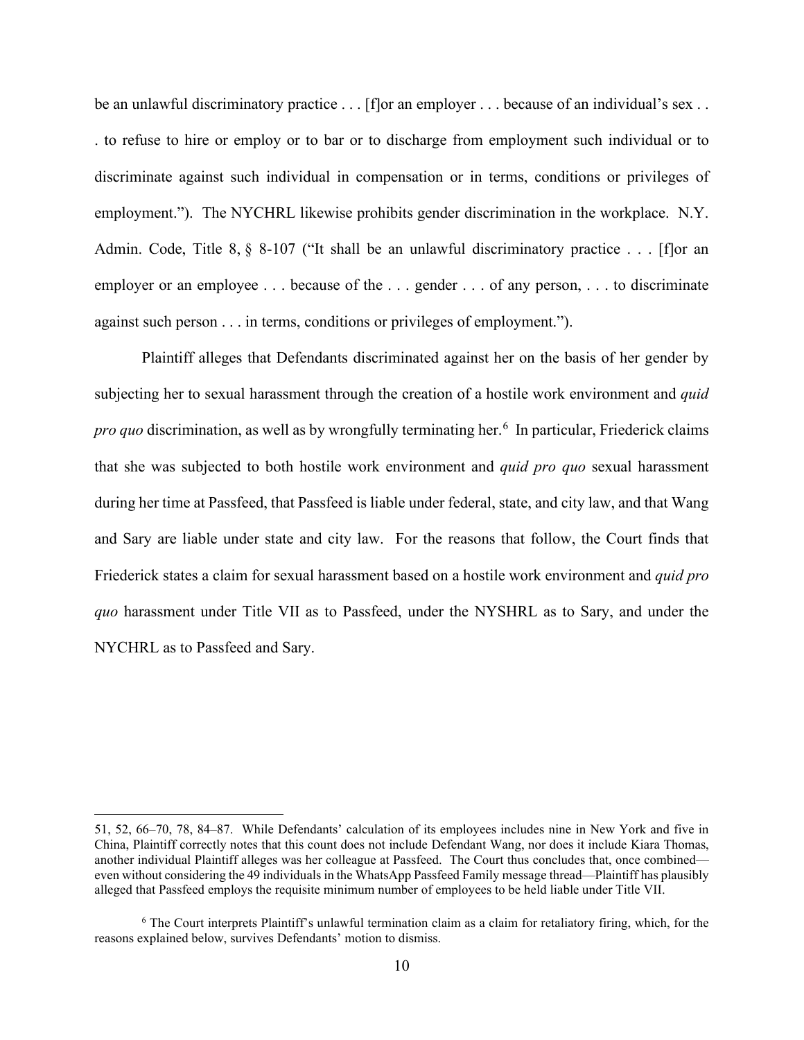be an unlawful discriminatory practice . . . [f]or an employer . . . because of an individual's sex . . . to refuse to hire or employ or to bar or to discharge from employment such individual or to discriminate against such individual in compensation or in terms, conditions or privileges of employment."). The NYCHRL likewise prohibits gender discrimination in the workplace. N.Y. Admin. Code, Title 8, § 8-107 ("It shall be an unlawful discriminatory practice . . . [f]or an employer or an employee . . . because of the . . . gender . . . of any person, . . . to discriminate against such person . . . in terms, conditions or privileges of employment.").

Plaintiff alleges that Defendants discriminated against her on the basis of her gender by subjecting her to sexual harassment through the creation of a hostile work environment and *quid pro quo* discrimination, as well as by wrongfully terminating her.[6] In particular, Friederick claims that she was subjected to both hostile work environment and *quid pro quo* sexual harassment during her time at Passfeed, that Passfeed is liable under federal, state, and city law, and that Wang and Sary are liable under state and city law. For the reasons that follow, the Court finds that Friederick states a claim for sexual harassment based on a hostile work environment and *quid pro quo* harassment under Title VII as to Passfeed, under the NYSHRL as to Sary, and under the NYCHRL as to Passfeed and Sary.

---

51, 52, 66–70, 78, 84–87. While Defendants' calculation of its employees includes nine in New York and five in China, Plaintiff correctly notes that this count does not include Defendant Wang, nor does it include Kiara Thomas, another individual Plaintiff alleges was her colleague at Passfeed. The Court thus concludes that, once combined—even without considering the 49 individuals in the WhatsApp Passfeed Family message thread—Plaintiff has plausibly alleged that Passfeed employs the requisite minimum number of employees to be held liable under Title VII.

[6] The Court interprets Plaintiff's unlawful termination claim as a claim for retaliatory firing, which, for the reasons explained below, survives Defendants' motion to dismiss.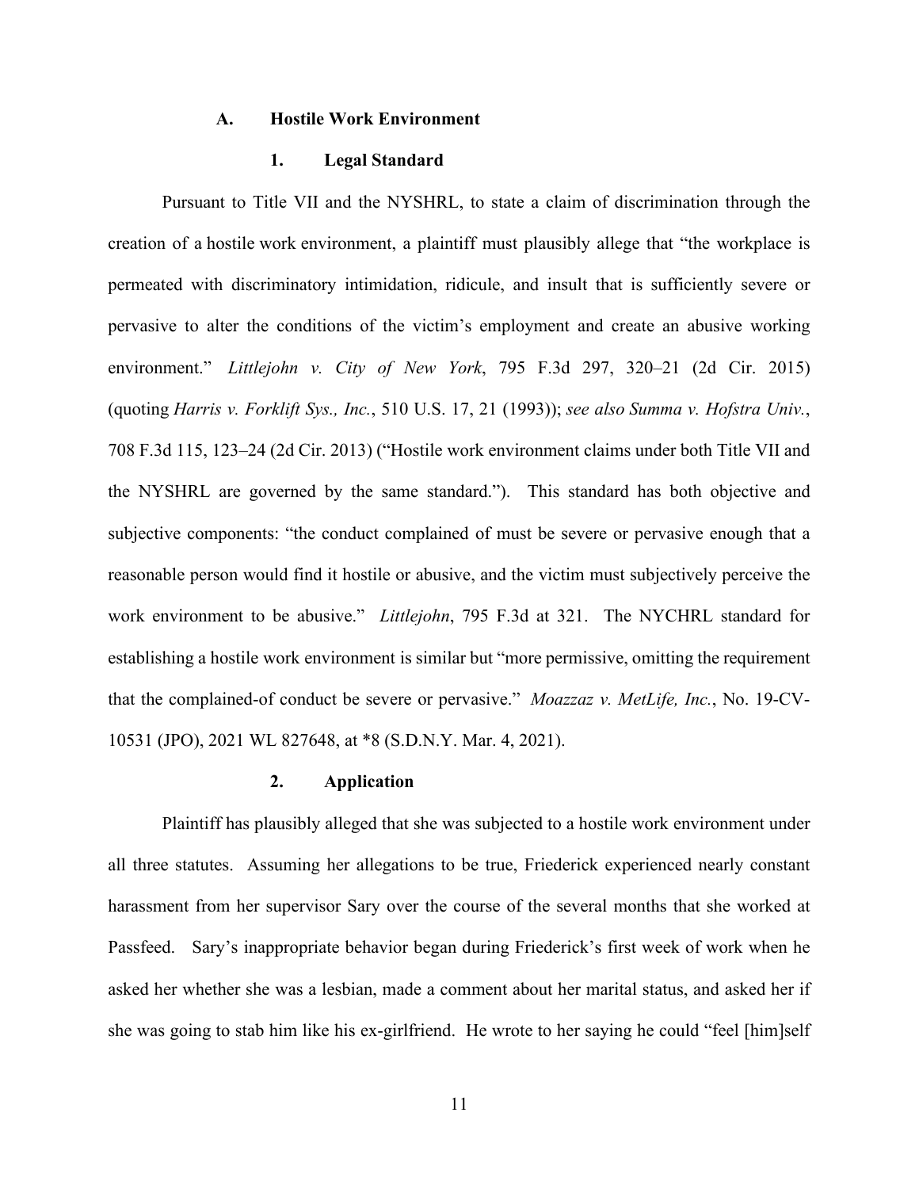### A. Hostile Work Environment

#### 1. Legal Standard

Pursuant to Title VII and the NYSHRL, to state a claim of discrimination through the creation of a hostile work environment, a plaintiff must plausibly allege that "the workplace is permeated with discriminatory intimidation, ridicule, and insult that is sufficiently severe or pervasive to alter the conditions of the victim's employment and create an abusive working environment." *Littlejohn v. City of New York*, 795 F.3d 297, 320–21 (2d Cir. 2015) (quoting *Harris v. Forklift Sys., Inc.*, 510 U.S. 17, 21 (1993)); *see also Summa v. Hofstra Univ.*, 708 F.3d 115, 123–24 (2d Cir. 2013) ("Hostile work environment claims under both Title VII and the NYSHRL are governed by the same standard."). This standard has both objective and subjective components: "the conduct complained of must be severe or pervasive enough that a reasonable person would find it hostile or abusive, and the victim must subjectively perceive the work environment to be abusive." *Littlejohn*, 795 F.3d at 321. The NYCHRL standard for establishing a hostile work environment is similar but "more permissive, omitting the requirement that the complained-of conduct be severe or pervasive." *Moazzaz v. MetLife, Inc.*, No. 19-CV-10531 (JPO), 2021 WL 827648, at *8 (S.D.N.Y. Mar. 4, 2021).

#### 2. Application

Plaintiff has plausibly alleged that she was subjected to a hostile work environment under all three statutes. Assuming her allegations to be true, Friederick experienced nearly constant harassment from her supervisor Sary over the course of the several months that she worked at Passfeed. Sary's inappropriate behavior began during Friederick's first week of work when he asked her whether she was a lesbian, made a comment about her marital status, and asked her if she was going to stab him like his ex-girlfriend. He wrote to her saying he could "feel [him]self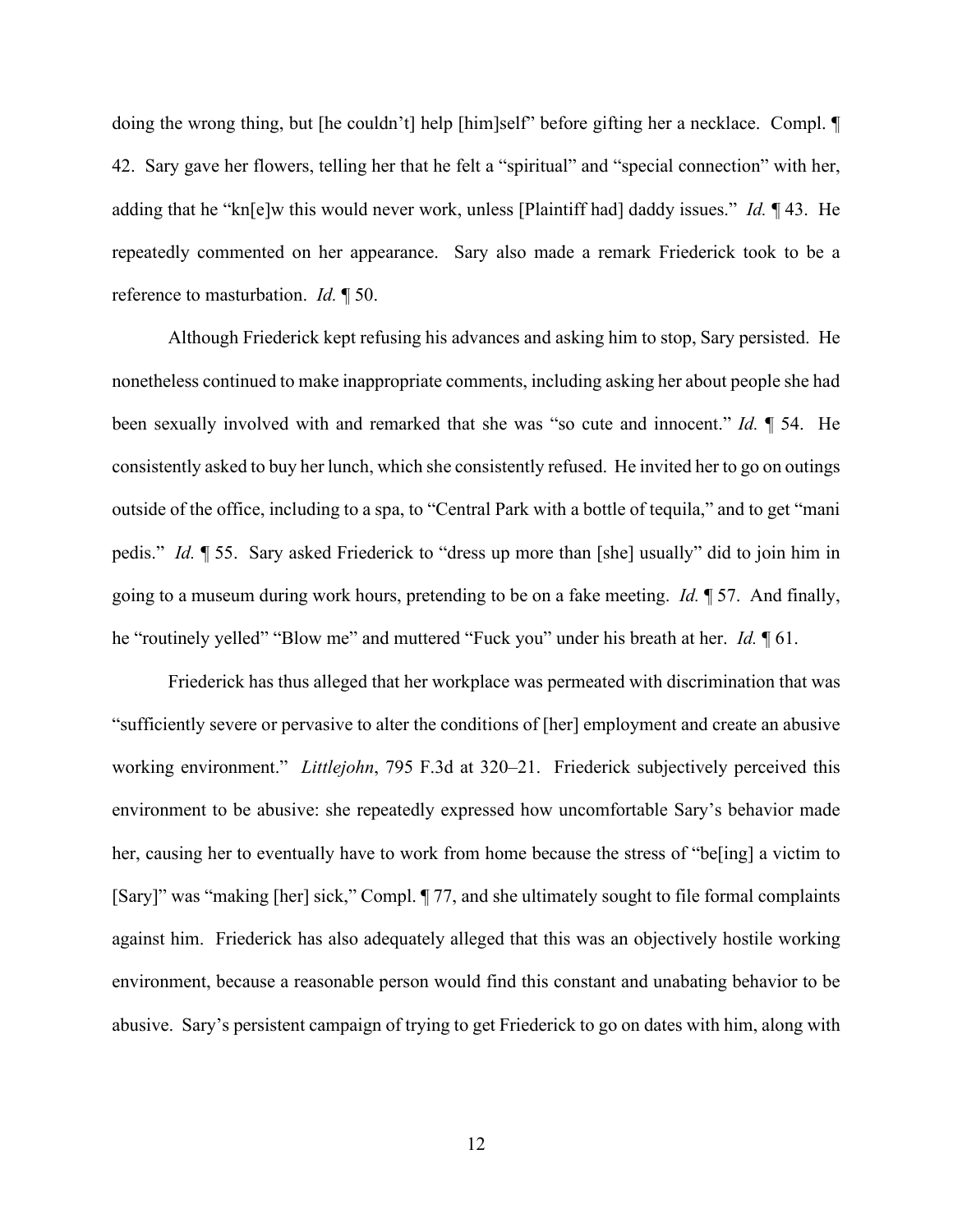doing the wrong thing, but [he couldn't] help [him]self" before gifting her a necklace. Compl. ¶ 42. Sary gave her flowers, telling her that he felt a "spiritual" and "special connection" with her, adding that he "kn[e]w this would never work, unless [Plaintiff had] daddy issues." *Id.* ¶ 43. He repeatedly commented on her appearance. Sary also made a remark Friederick took to be a reference to masturbation. *Id.* ¶ 50.

Although Friederick kept refusing his advances and asking him to stop, Sary persisted. He nonetheless continued to make inappropriate comments, including asking her about people she had been sexually involved with and remarked that she was "so cute and innocent." *Id.* ¶ 54. He consistently asked to buy her lunch, which she consistently refused. He invited her to go on outings outside of the office, including to a spa, to "Central Park with a bottle of tequila," and to get "mani pedis." *Id.* ¶ 55. Sary asked Friederick to "dress up more than [she] usually" did to join him in going to a museum during work hours, pretending to be on a fake meeting. *Id.* ¶ 57. And finally, he "routinely yelled" "Blow me" and muttered "Fuck you" under his breath at her. *Id.* ¶ 61.

Friederick has thus alleged that her workplace was permeated with discrimination that was "sufficiently severe or pervasive to alter the conditions of [her] employment and create an abusive working environment." *Littlejohn*, 795 F.3d at 320–21. Friederick subjectively perceived this environment to be abusive: she repeatedly expressed how uncomfortable Sary's behavior made her, causing her to eventually have to work from home because the stress of "be[ing] a victim to [Sary]" was "making [her] sick," Compl. ¶ 77, and she ultimately sought to file formal complaints against him. Friederick has also adequately alleged that this was an objectively hostile working environment, because a reasonable person would find this constant and unabating behavior to be abusive. Sary's persistent campaign of trying to get Friederick to go on dates with him, along with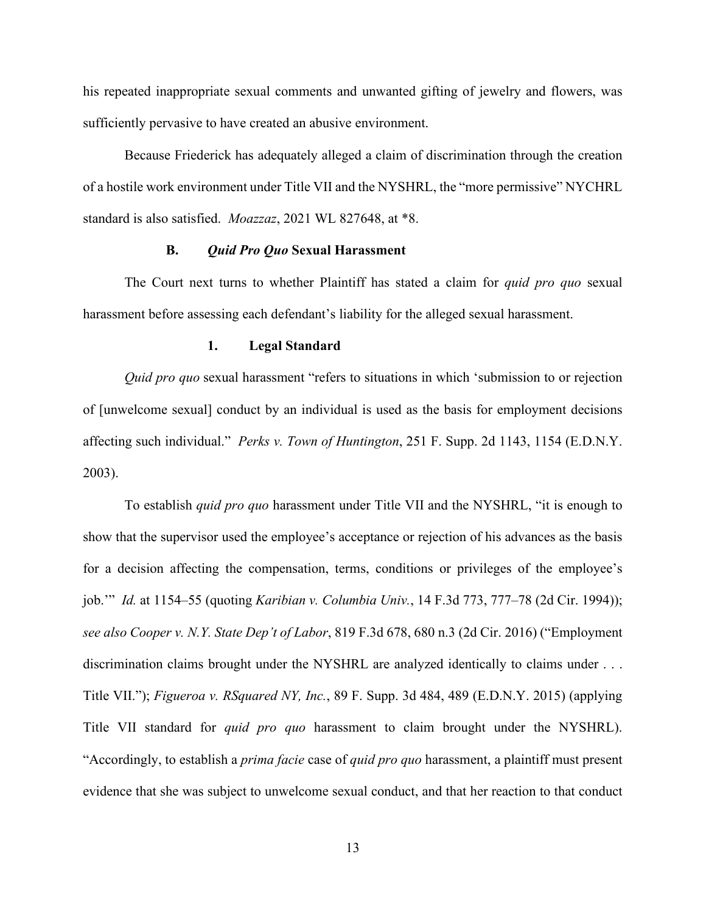his repeated inappropriate sexual comments and unwanted gifting of jewelry and flowers, was sufficiently pervasive to have created an abusive environment.

Because Friederick has adequately alleged a claim of discrimination through the creation of a hostile work environment under Title VII and the NYSHRL, the "more permissive" NYCHRL standard is also satisfied. *Moazzaz*, 2021 WL 827648, at *8.

### B. *Quid Pro Quo* Sexual Harassment

The Court next turns to whether Plaintiff has stated a claim for *quid pro quo* sexual harassment before assessing each defendant's liability for the alleged sexual harassment.

#### 1. Legal Standard

*Quid pro quo* sexual harassment "refers to situations in which 'submission to or rejection of [unwelcome sexual] conduct by an individual is used as the basis for employment decisions affecting such individual." *Perks v. Town of Huntington*, 251 F. Supp. 2d 1143, 1154 (E.D.N.Y. 2003).

To establish *quid pro quo* harassment under Title VII and the NYSHRL, "it is enough to show that the supervisor used the employee's acceptance or rejection of his advances as the basis for a decision affecting the compensation, terms, conditions or privileges of the employee's job.'" *Id.* at 1154–55 (quoting *Karibian v. Columbia Univ.*, 14 F.3d 773, 777–78 (2d Cir. 1994)); *see also Cooper v. N.Y. State Dep't of Labor*, 819 F.3d 678, 680 n.3 (2d Cir. 2016) ("Employment discrimination claims brought under the NYSHRL are analyzed identically to claims under . . . Title VII."); *Figueroa v. RSquared NY, Inc.*, 89 F. Supp. 3d 484, 489 (E.D.N.Y. 2015) (applying Title VII standard for *quid pro quo* harassment to claim brought under the NYSHRL). "Accordingly, to establish a *prima facie* case of *quid pro quo* harassment, a plaintiff must present evidence that she was subject to unwelcome sexual conduct, and that her reaction to that conduct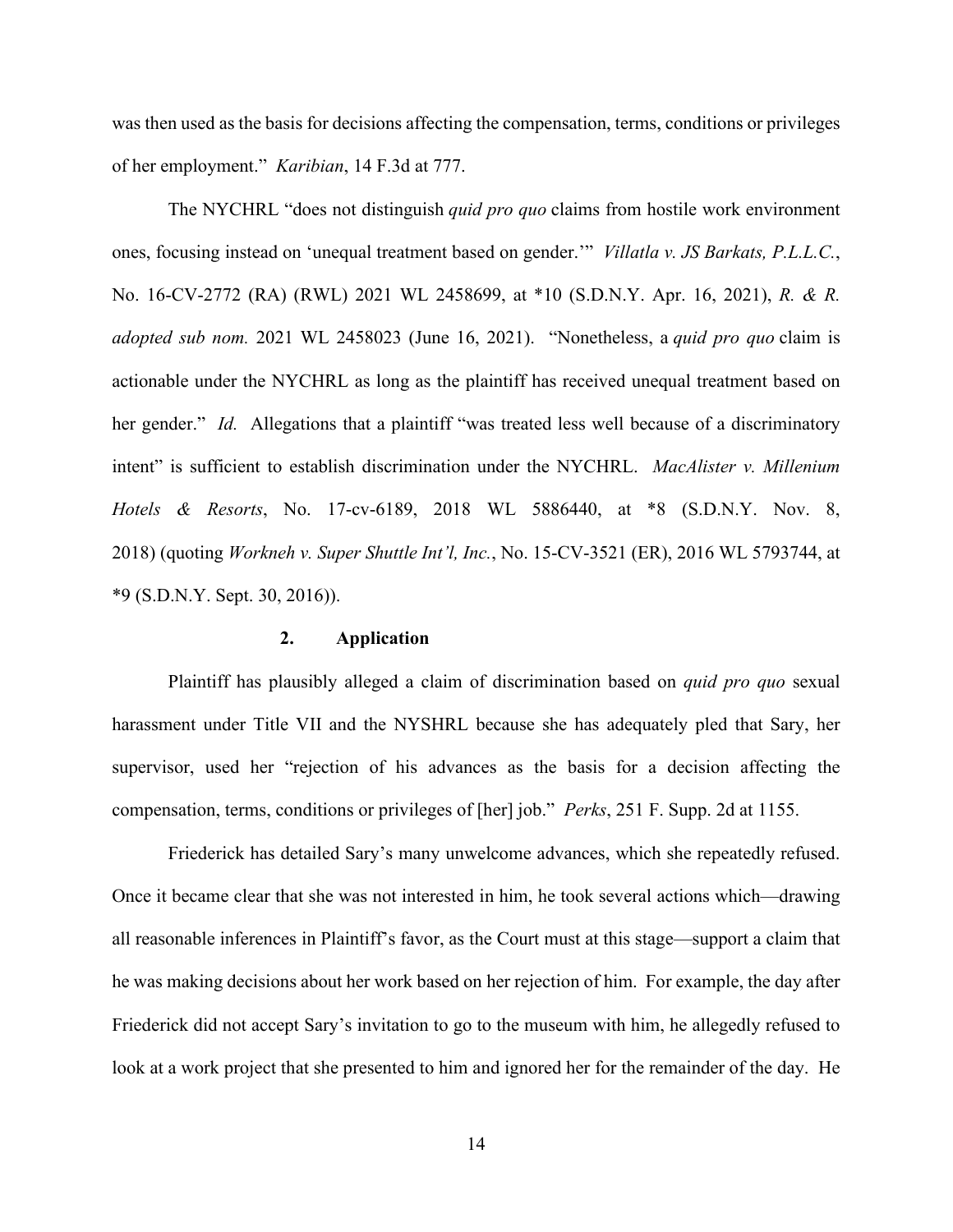was then used as the basis for decisions affecting the compensation, terms, conditions or privileges of her employment." *Karibian*, 14 F.3d at 777.

The NYCHRL "does not distinguish *quid pro quo* claims from hostile work environment ones, focusing instead on 'unequal treatment based on gender.'" *Villatla v. JS Barkats, P.L.L.C.*, No. 16-CV-2772 (RA) (RWL) 2021 WL 2458699, at *10 (S.D.N.Y. Apr. 16, 2021), *R. & R. adopted sub nom.* 2021 WL 2458023 (June 16, 2021). "Nonetheless, a *quid pro quo* claim is actionable under the NYCHRL as long as the plaintiff has received unequal treatment based on her gender." *Id.* Allegations that a plaintiff "was treated less well because of a discriminatory intent" is sufficient to establish discrimination under the NYCHRL. *MacAlister v. Millenium Hotels & Resorts*, No. 17-cv-6189, 2018 WL 5886440, at *8 (S.D.N.Y. Nov. 8, 2018) (quoting *Workneh v. Super Shuttle Int'l, Inc.*, No. 15-CV-3521 (ER), 2016 WL 5793744, at *9 (S.D.N.Y. Sept. 30, 2016)).

### 2. Application

Plaintiff has plausibly alleged a claim of discrimination based on *quid pro quo* sexual harassment under Title VII and the NYSHRL because she has adequately pled that Sary, her supervisor, used her "rejection of his advances as the basis for a decision affecting the compensation, terms, conditions or privileges of [her] job." *Perks*, 251 F. Supp. 2d at 1155.

Friederick has detailed Sary's many unwelcome advances, which she repeatedly refused. Once it became clear that she was not interested in him, he took several actions which—drawing all reasonable inferences in Plaintiff's favor, as the Court must at this stage—support a claim that he was making decisions about her work based on her rejection of him. For example, the day after Friederick did not accept Sary's invitation to go to the museum with him, he allegedly refused to look at a work project that she presented to him and ignored her for the remainder of the day. He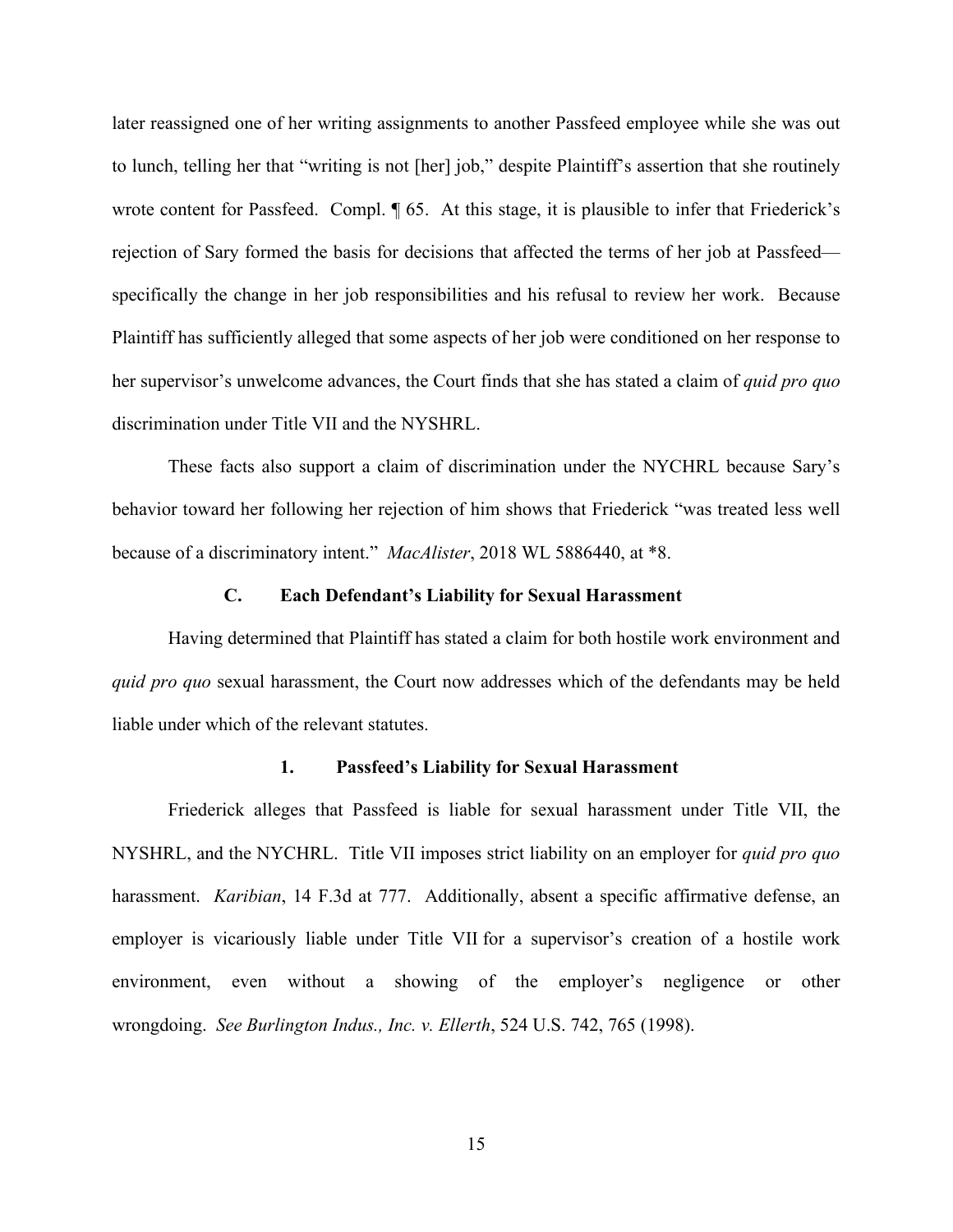later reassigned one of her writing assignments to another Passfeed employee while she was out to lunch, telling her that "writing is not [her] job," despite Plaintiff's assertion that she routinely wrote content for Passfeed. Compl. ¶ 65. At this stage, it is plausible to infer that Friederick's rejection of Sary formed the basis for decisions that affected the terms of her job at Passfeed—specifically the change in her job responsibilities and his refusal to review her work. Because Plaintiff has sufficiently alleged that some aspects of her job were conditioned on her response to her supervisor's unwelcome advances, the Court finds that she has stated a claim of *quid pro quo* discrimination under Title VII and the NYSHRL.

These facts also support a claim of discrimination under the NYCHRL because Sary's behavior toward her following her rejection of him shows that Friederick "was treated less well because of a discriminatory intent." *MacAlister*, 2018 WL 5886440, at *8.

### C. Each Defendant's Liability for Sexual Harassment

Having determined that Plaintiff has stated a claim for both hostile work environment and *quid pro quo* sexual harassment, the Court now addresses which of the defendants may be held liable under which of the relevant statutes.

#### 1. Passfeed's Liability for Sexual Harassment

Friederick alleges that Passfeed is liable for sexual harassment under Title VII, the NYSHRL, and the NYCHRL. Title VII imposes strict liability on an employer for *quid pro quo* harassment. *Karibian*, 14 F.3d at 777. Additionally, absent a specific affirmative defense, an employer is vicariously liable under Title VII for a supervisor's creation of a hostile work environment, even without a showing of the employer's negligence or other wrongdoing. *See Burlington Indus., Inc. v. Ellerth*, 524 U.S. 742, 765 (1998).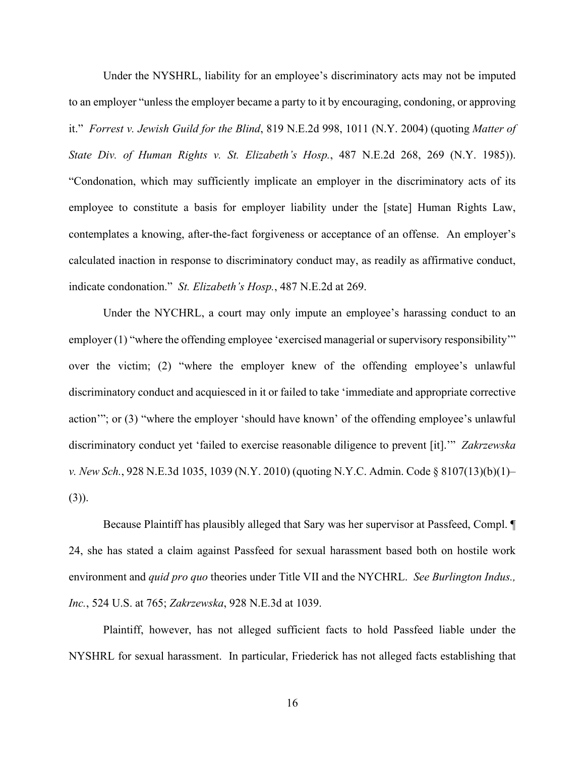Under the NYSHRL, liability for an employee's discriminatory acts may not be imputed to an employer "unless the employer became a party to it by encouraging, condoning, or approving it." *Forrest v. Jewish Guild for the Blind*, 819 N.E.2d 998, 1011 (N.Y. 2004) (quoting *Matter of State Div. of Human Rights v. St. Elizabeth's Hosp.*, 487 N.E.2d 268, 269 (N.Y. 1985)). "Condonation, which may sufficiently implicate an employer in the discriminatory acts of its employee to constitute a basis for employer liability under the [state] Human Rights Law, contemplates a knowing, after-the-fact forgiveness or acceptance of an offense. An employer's calculated inaction in response to discriminatory conduct may, as readily as affirmative conduct, indicate condonation." *St. Elizabeth's Hosp.*, 487 N.E.2d at 269.

Under the NYCHRL, a court may only impute an employee's harassing conduct to an employer (1) "where the offending employee 'exercised managerial or supervisory responsibility'" over the victim; (2) "where the employer knew of the offending employee's unlawful discriminatory conduct and acquiesced in it or failed to take 'immediate and appropriate corrective action'"; or (3) "where the employer 'should have known' of the offending employee's unlawful discriminatory conduct yet 'failed to exercise reasonable diligence to prevent [it].'" *Zakrzewska v. New Sch.*, 928 N.E.3d 1035, 1039 (N.Y. 2010) (quoting N.Y.C. Admin. Code § 8107(13)(b)(1)–(3)).

Because Plaintiff has plausibly alleged that Sary was her supervisor at Passfeed, Compl. ¶ 24, she has stated a claim against Passfeed for sexual harassment based both on hostile work environment and *quid pro quo* theories under Title VII and the NYCHRL. *See Burlington Indus., Inc.*, 524 U.S. at 765; *Zakrzewska*, 928 N.E.3d at 1039.

Plaintiff, however, has not alleged sufficient facts to hold Passfeed liable under the NYSHRL for sexual harassment. In particular, Friederick has not alleged facts establishing that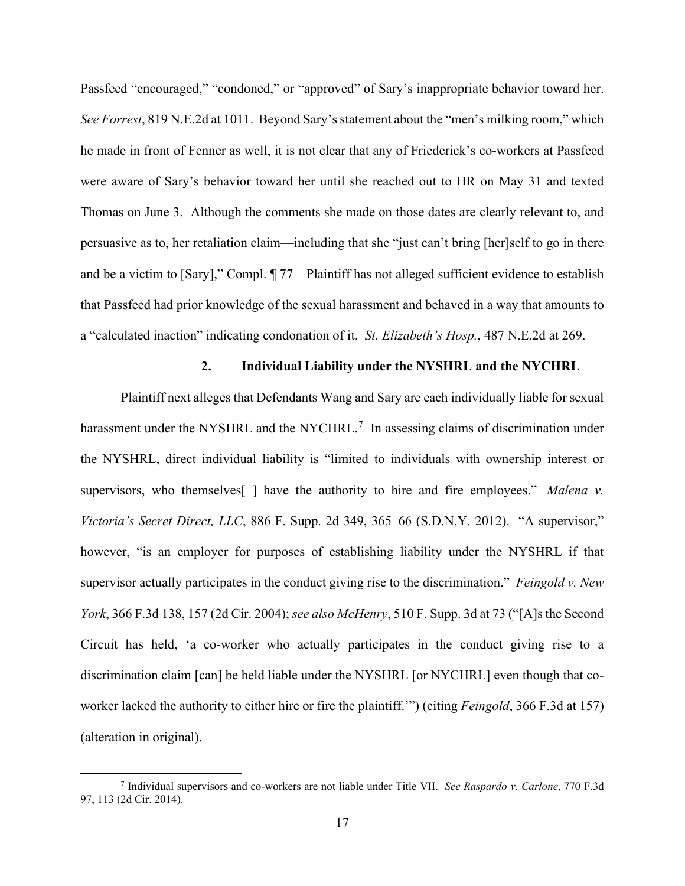Passfeed "encouraged," "condoned," or "approved" of Sary's inappropriate behavior toward her. *See Forrest*, 819 N.E.2d at 1011. Beyond Sary's statement about the "men's milking room," which he made in front of Fenner as well, it is not clear that any of Friederick's co-workers at Passfeed were aware of Sary's behavior toward her until she reached out to HR on May 31 and texted Thomas on June 3. Although the comments she made on those dates are clearly relevant to, and persuasive as to, her retaliation claim—including that she "just can't bring [her]self to go in there and be a victim to [Sary]," Compl. ¶ 77—Plaintiff has not alleged sufficient evidence to establish that Passfeed had prior knowledge of the sexual harassment and behaved in a way that amounts to a "calculated inaction" indicating condonation of it. *St. Elizabeth's Hosp.*, 487 N.E.2d at 269.

### 2. Individual Liability under the NYSHRL and the NYCHRL

Plaintiff next alleges that Defendants Wang and Sary are each individually liable for sexual harassment under the NYSHRL and the NYCHRL.[7] In assessing claims of discrimination under the NYSHRL, direct individual liability is "limited to individuals with ownership interest or supervisors, who themselves[ ] have the authority to hire and fire employees." *Malena v. Victoria's Secret Direct, LLC*, 886 F. Supp. 2d 349, 365–66 (S.D.N.Y. 2012). "A supervisor," however, "is an employer for purposes of establishing liability under the NYSHRL if that supervisor actually participates in the conduct giving rise to the discrimination." *Feingold v. New York*, 366 F.3d 138, 157 (2d Cir. 2004); *see also McHenry*, 510 F. Supp. 3d at 73 ("[A]s the Second Circuit has held, 'a co-worker who actually participates in the conduct giving rise to a discrimination claim [can] be held liable under the NYSHRL [or NYCHRL] even though that co-worker lacked the authority to either hire or fire the plaintiff.'") (citing *Feingold*, 366 F.3d at 157) (alteration in original).

[7] Individual supervisors and co-workers are not liable under Title VII. *See Raspardo v. Carlone*, 770 F.3d 97, 113 (2d Cir. 2014).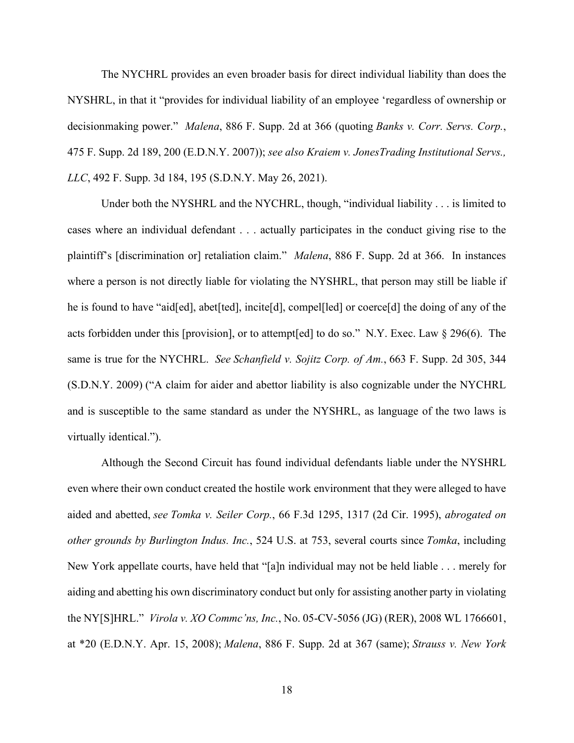The NYCHRL provides an even broader basis for direct individual liability than does the NYSHRL, in that it "provides for individual liability of an employee 'regardless of ownership or decisionmaking power." *Malena*, 886 F. Supp. 2d at 366 (quoting *Banks v. Corr. Servs. Corp.*, 475 F. Supp. 2d 189, 200 (E.D.N.Y. 2007)); *see also Kraiem v. JonesTrading Institutional Servs., LLC*, 492 F. Supp. 3d 184, 195 (S.D.N.Y. May 26, 2021).

Under both the NYSHRL and the NYCHRL, though, "individual liability . . . is limited to cases where an individual defendant . . . actually participates in the conduct giving rise to the plaintiff's [discrimination or] retaliation claim." *Malena*, 886 F. Supp. 2d at 366. In instances where a person is not directly liable for violating the NYSHRL, that person may still be liable if he is found to have "aid[ed], abet[ted], incite[d], compel[led] or coerce[d] the doing of any of the acts forbidden under this [provision], or to attempt[ed] to do so." N.Y. Exec. Law § 296(6). The same is true for the NYCHRL. *See Schanfield v. Sojitz Corp. of Am.*, 663 F. Supp. 2d 305, 344 (S.D.N.Y. 2009) ("A claim for aider and abettor liability is also cognizable under the NYCHRL and is susceptible to the same standard as under the NYSHRL, as language of the two laws is virtually identical.").

Although the Second Circuit has found individual defendants liable under the NYSHRL even where their own conduct created the hostile work environment that they were alleged to have aided and abetted, *see Tomka v. Seiler Corp.*, 66 F.3d 1295, 1317 (2d Cir. 1995), *abrogated on other grounds by Burlington Indus. Inc.*, 524 U.S. at 753, several courts since *Tomka*, including New York appellate courts, have held that "[a]n individual may not be held liable . . . merely for aiding and abetting his own discriminatory conduct but only for assisting another party in violating the NY[S]HRL." *Virola v. XO Commc'ns, Inc.*, No. 05-CV-5056 (JG) (RER), 2008 WL 1766601, at *20 (E.D.N.Y. Apr. 15, 2008); *Malena*, 886 F. Supp. 2d at 367 (same); *Strauss v. New York*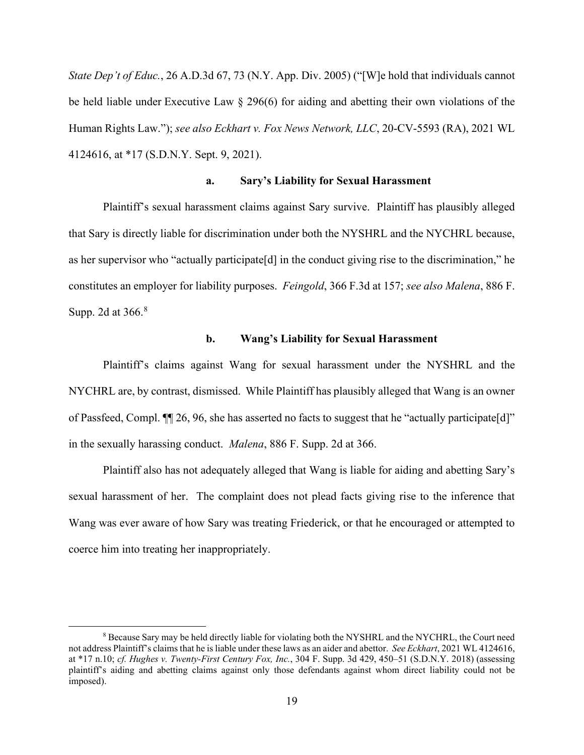*State Dep't of Educ.*, 26 A.D.3d 67, 73 (N.Y. App. Div. 2005) ("[W]e hold that individuals cannot be held liable under Executive Law § 296(6) for aiding and abetting their own violations of the Human Rights Law."); *see also Eckhart v. Fox News Network, LLC*, 20-CV-5593 (RA), 2021 WL 4124616, at *17 (S.D.N.Y. Sept. 9, 2021).

### a. Sary's Liability for Sexual Harassment

Plaintiff's sexual harassment claims against Sary survive. Plaintiff has plausibly alleged that Sary is directly liable for discrimination under both the NYSHRL and the NYCHRL because, as her supervisor who "actually participate[d] in the conduct giving rise to the discrimination," he constitutes an employer for liability purposes. *Feingold*, 366 F.3d at 157; *see also Malena*, 886 F. Supp. 2d at 366.[8]

### b. Wang's Liability for Sexual Harassment

Plaintiff's claims against Wang for sexual harassment under the NYSHRL and the NYCHRL are, by contrast, dismissed. While Plaintiff has plausibly alleged that Wang is an owner of Passfeed, Compl. ¶¶ 26, 96, she has asserted no facts to suggest that he "actually participate[d]" in the sexually harassing conduct. *Malena*, 886 F. Supp. 2d at 366.

Plaintiff also has not adequately alleged that Wang is liable for aiding and abetting Sary's sexual harassment of her. The complaint does not plead facts giving rise to the inference that Wang was ever aware of how Sary was treating Friederick, or that he encouraged or attempted to coerce him into treating her inappropriately.

[8] Because Sary may be held directly liable for violating both the NYSHRL and the NYCHRL, the Court need not address Plaintiff's claims that he is liable under these laws as an aider and abettor. *See Eckhart*, 2021 WL 4124616, at *17 n.10; *cf. Hughes v. Twenty-First Century Fox, Inc.*, 304 F. Supp. 3d 429, 450–51 (S.D.N.Y. 2018) (assessing plaintiff's aiding and abetting claims against only those defendants against whom direct liability could not be imposed).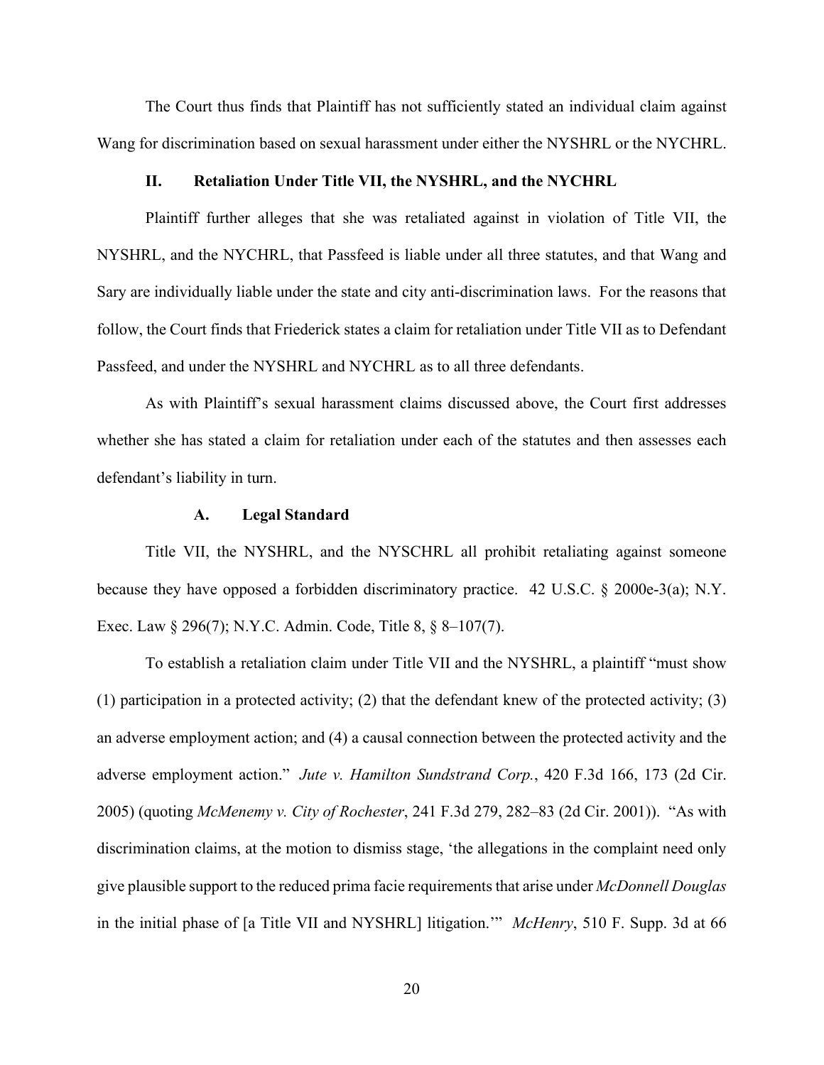The Court thus finds that Plaintiff has not sufficiently stated an individual claim against Wang for discrimination based on sexual harassment under either the NYSHRL or the NYCHRL.

## II. Retaliation Under Title VII, the NYSHRL, and the NYCHRL

Plaintiff further alleges that she was retaliated against in violation of Title VII, the NYSHRL, and the NYCHRL, that Passfeed is liable under all three statutes, and that Wang and Sary are individually liable under the state and city anti-discrimination laws. For the reasons that follow, the Court finds that Friederick states a claim for retaliation under Title VII as to Defendant Passfeed, and under the NYSHRL and NYCHRL as to all three defendants.

As with Plaintiff's sexual harassment claims discussed above, the Court first addresses whether she has stated a claim for retaliation under each of the statutes and then assesses each defendant's liability in turn.

### A. Legal Standard

Title VII, the NYSHRL, and the NYSCHRL all prohibit retaliating against someone because they have opposed a forbidden discriminatory practice. 42 U.S.C. § 2000e-3(a); N.Y. Exec. Law § 296(7); N.Y.C. Admin. Code, Title 8, § 8–107(7).

To establish a retaliation claim under Title VII and the NYSHRL, a plaintiff "must show (1) participation in a protected activity; (2) that the defendant knew of the protected activity; (3) an adverse employment action; and (4) a causal connection between the protected activity and the adverse employment action." *Jute v. Hamilton Sundstrand Corp.*, 420 F.3d 166, 173 (2d Cir. 2005) (quoting *McMenemy v. City of Rochester*, 241 F.3d 279, 282–83 (2d Cir. 2001)). "As with discrimination claims, at the motion to dismiss stage, 'the allegations in the complaint need only give plausible support to the reduced prima facie requirements that arise under *McDonnell Douglas* in the initial phase of [a Title VII and NYSHRL] litigation.'" *McHenry*, 510 F. Supp. 3d at 66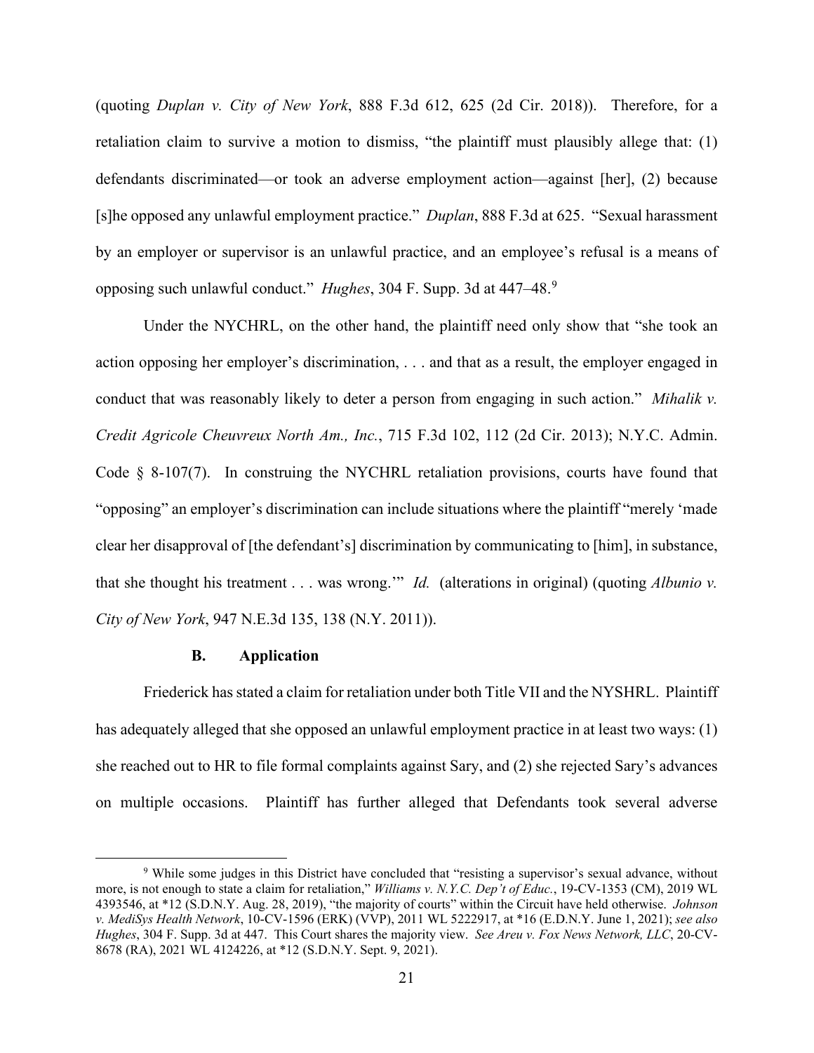(quoting *Duplan v. City of New York*, 888 F.3d 612, 625 (2d Cir. 2018)). Therefore, for a retaliation claim to survive a motion to dismiss, "the plaintiff must plausibly allege that: (1) defendants discriminated—or took an adverse employment action—against [her], (2) because [s]he opposed any unlawful employment practice." *Duplan*, 888 F.3d at 625. "Sexual harassment by an employer or supervisor is an unlawful practice, and an employee's refusal is a means of opposing such unlawful conduct." *Hughes*, 304 F. Supp. 3d at 447–48.[9]

Under the NYCHRL, on the other hand, the plaintiff need only show that "she took an action opposing her employer's discrimination, . . . and that as a result, the employer engaged in conduct that was reasonably likely to deter a person from engaging in such action." *Mihalik v. Credit Agricole Cheuvreux North Am., Inc.*, 715 F.3d 102, 112 (2d Cir. 2013); N.Y.C. Admin. Code § 8-107(7). In construing the NYCHRL retaliation provisions, courts have found that "opposing" an employer's discrimination can include situations where the plaintiff "merely 'made clear her disapproval of [the defendant's] discrimination by communicating to [him], in substance, that she thought his treatment . . . was wrong.'" *Id.* (alterations in original) (quoting *Albunio v. City of New York*, 947 N.E.3d 135, 138 (N.Y. 2011)).

### B. Application

Friederick has stated a claim for retaliation under both Title VII and the NYSHRL. Plaintiff has adequately alleged that she opposed an unlawful employment practice in at least two ways: (1) she reached out to HR to file formal complaints against Sary, and (2) she rejected Sary's advances on multiple occasions. Plaintiff has further alleged that Defendants took several adverse

---

[9] While some judges in this District have concluded that "resisting a supervisor's sexual advance, without more, is not enough to state a claim for retaliation," *Williams v. N.Y.C. Dep't of Educ.*, 19-CV-1353 (CM), 2019 WL 4393546, at *12 (S.D.N.Y. Aug. 28, 2019), "the majority of courts" within the Circuit have held otherwise. *Johnson v. MediSys Health Network*, 10-CV-1596 (ERK) (VVP), 2011 WL 5222917, at *16 (E.D.N.Y. June 1, 2021); *see also Hughes*, 304 F. Supp. 3d at 447. This Court shares the majority view. *See Areu v. Fox News Network, LLC*, 20-CV-8678 (RA), 2021 WL 4124226, at *12 (S.D.N.Y. Sept. 9, 2021).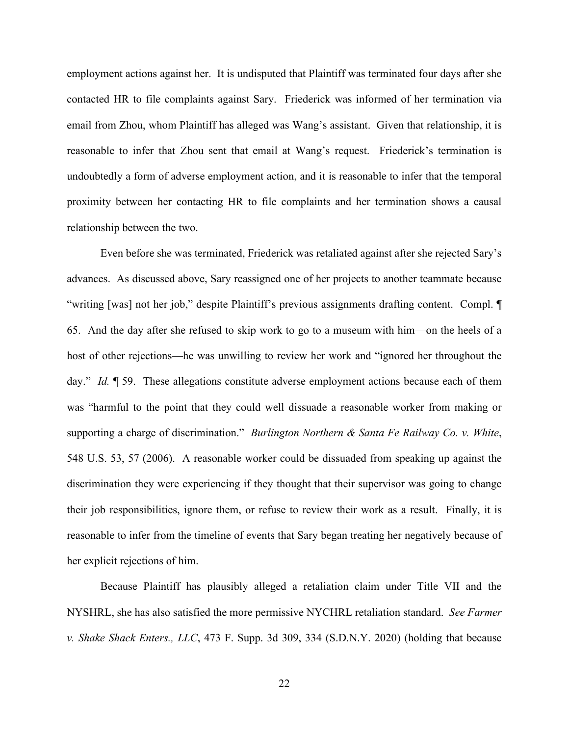employment actions against her. It is undisputed that Plaintiff was terminated four days after she contacted HR to file complaints against Sary. Friederick was informed of her termination via email from Zhou, whom Plaintiff has alleged was Wang's assistant. Given that relationship, it is reasonable to infer that Zhou sent that email at Wang's request. Friederick's termination is undoubtedly a form of adverse employment action, and it is reasonable to infer that the temporal proximity between her contacting HR to file complaints and her termination shows a causal relationship between the two.

Even before she was terminated, Friederick was retaliated against after she rejected Sary's advances. As discussed above, Sary reassigned one of her projects to another teammate because "writing [was] not her job," despite Plaintiff's previous assignments drafting content. Compl. ¶ 65. And the day after she refused to skip work to go to a museum with him—on the heels of a host of other rejections—he was unwilling to review her work and "ignored her throughout the day." *Id.* ¶ 59. These allegations constitute adverse employment actions because each of them was "harmful to the point that they could well dissuade a reasonable worker from making or supporting a charge of discrimination." *Burlington Northern & Santa Fe Railway Co. v. White*, 548 U.S. 53, 57 (2006). A reasonable worker could be dissuaded from speaking up against the discrimination they were experiencing if they thought that their supervisor was going to change their job responsibilities, ignore them, or refuse to review their work as a result. Finally, it is reasonable to infer from the timeline of events that Sary began treating her negatively because of her explicit rejections of him.

Because Plaintiff has plausibly alleged a retaliation claim under Title VII and the NYSHRL, she has also satisfied the more permissive NYCHRL retaliation standard. *See Farmer v. Shake Shack Enters., LLC*, 473 F. Supp. 3d 309, 334 (S.D.N.Y. 2020) (holding that because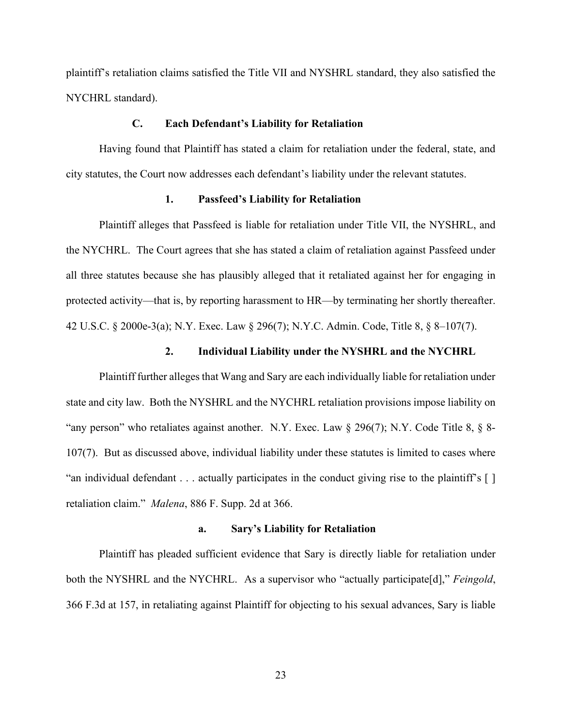plaintiff's retaliation claims satisfied the Title VII and NYSHRL standard, they also satisfied the NYCHRL standard).

### C. Each Defendant's Liability for Retaliation

Having found that Plaintiff has stated a claim for retaliation under the federal, state, and city statutes, the Court now addresses each defendant's liability under the relevant statutes.

#### 1. Passfeed's Liability for Retaliation

Plaintiff alleges that Passfeed is liable for retaliation under Title VII, the NYSHRL, and the NYCHRL. The Court agrees that she has stated a claim of retaliation against Passfeed under all three statutes because she has plausibly alleged that it retaliated against her for engaging in protected activity—that is, by reporting harassment to HR—by terminating her shortly thereafter. 42 U.S.C. § 2000e-3(a); N.Y. Exec. Law § 296(7); N.Y.C. Admin. Code, Title 8, § 8–107(7).

#### 2. Individual Liability under the NYSHRL and the NYCHRL

Plaintiff further alleges that Wang and Sary are each individually liable for retaliation under state and city law. Both the NYSHRL and the NYCHRL retaliation provisions impose liability on "any person" who retaliates against another. N.Y. Exec. Law § 296(7); N.Y. Code Title 8, § 8-107(7). But as discussed above, individual liability under these statutes is limited to cases where "an individual defendant . . . actually participates in the conduct giving rise to the plaintiff's [ ] retaliation claim." *Malena*, 886 F. Supp. 2d at 366.

##### a. Sary's Liability for Retaliation

Plaintiff has pleaded sufficient evidence that Sary is directly liable for retaliation under both the NYSHRL and the NYCHRL. As a supervisor who "actually participate[d]," *Feingold*, 366 F.3d at 157, in retaliating against Plaintiff for objecting to his sexual advances, Sary is liable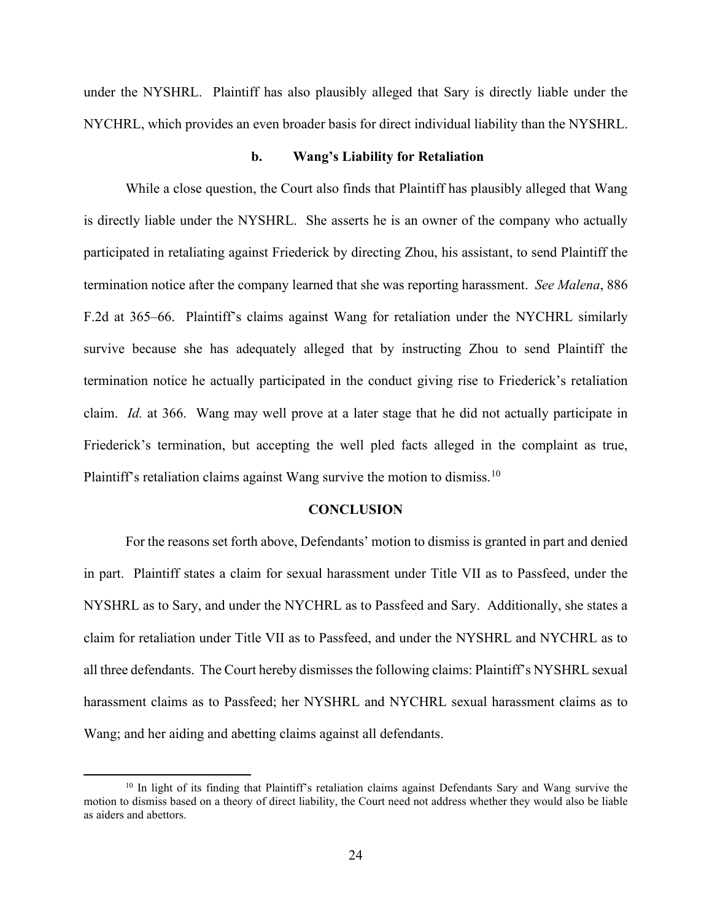under the NYSHRL. Plaintiff has also plausibly alleged that Sary is directly liable under the NYCHRL, which provides an even broader basis for direct individual liability than the NYSHRL.

#### b. Wang's Liability for Retaliation

While a close question, the Court also finds that Plaintiff has plausibly alleged that Wang is directly liable under the NYSHRL. She asserts he is an owner of the company who actually participated in retaliating against Friederick by directing Zhou, his assistant, to send Plaintiff the termination notice after the company learned that she was reporting harassment. *See Malena*, 886 F.2d at 365–66. Plaintiff's claims against Wang for retaliation under the NYCHRL similarly survive because she has adequately alleged that by instructing Zhou to send Plaintiff the termination notice he actually participated in the conduct giving rise to Friederick's retaliation claim. *Id.* at 366. Wang may well prove at a later stage that he did not actually participate in Friederick's termination, but accepting the well pled facts alleged in the complaint as true, Plaintiff's retaliation claims against Wang survive the motion to dismiss.[10]

## CONCLUSION

For the reasons set forth above, Defendants' motion to dismiss is granted in part and denied in part. Plaintiff states a claim for sexual harassment under Title VII as to Passfeed, under the NYSHRL as to Sary, and under the NYCHRL as to Passfeed and Sary. Additionally, she states a claim for retaliation under Title VII as to Passfeed, and under the NYSHRL and NYCHRL as to all three defendants. The Court hereby dismisses the following claims: Plaintiff's NYSHRL sexual harassment claims as to Passfeed; her NYSHRL and NYCHRL sexual harassment claims as to Wang; and her aiding and abetting claims against all defendants.

---

[10] In light of its finding that Plaintiff's retaliation claims against Defendants Sary and Wang survive the motion to dismiss based on a theory of direct liability, the Court need not address whether they would also be liable as aiders and abettors.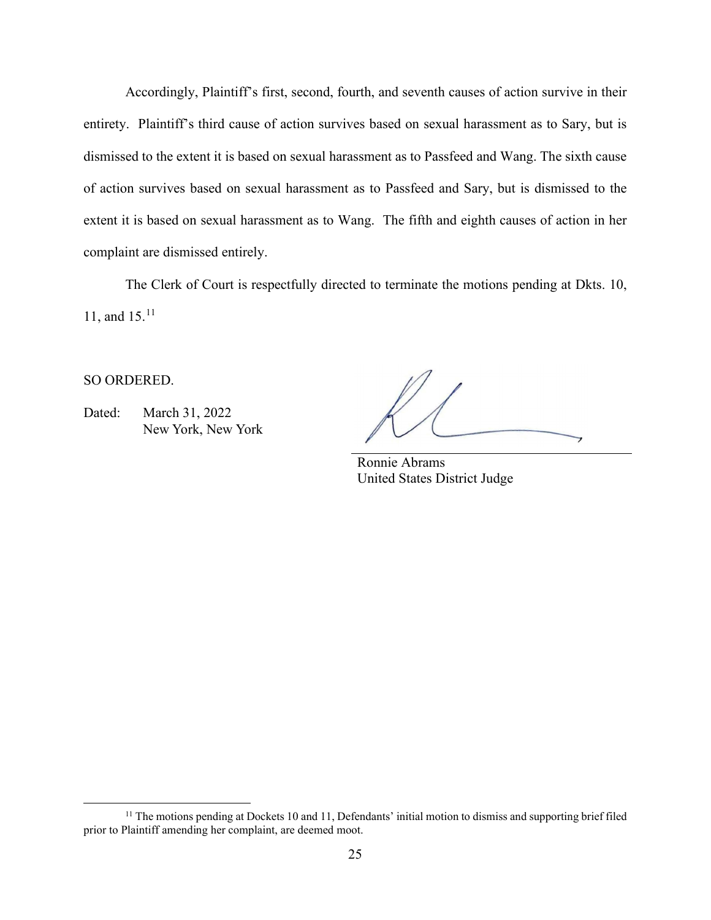Accordingly, Plaintiff's first, second, fourth, and seventh causes of action survive in their entirety. Plaintiff's third cause of action survives based on sexual harassment as to Sary, but is dismissed to the extent it is based on sexual harassment as to Passfeed and Wang. The sixth cause of action survives based on sexual harassment as to Passfeed and Sary, but is dismissed to the extent it is based on sexual harassment as to Wang. The fifth and eighth causes of action in her complaint are dismissed entirely.

The Clerk of Court is respectfully directed to terminate the motions pending at Dkts. 10, 11, and 15.[11]

SO ORDERED.

Dated: March 31, 2022
New York, New York

Ronnie Abrams
United States District Judge

[11] The motions pending at Dockets 10 and 11, Defendants' initial motion to dismiss and supporting brief filed prior to Plaintiff amending her complaint, are deemed moot.